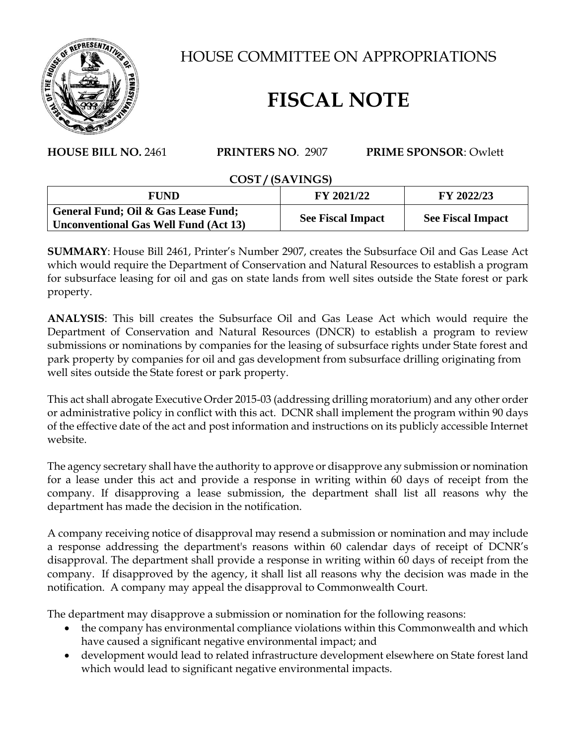# HOUSE COMMITTEE ON APPROPRIATIONS

# FISCAL NOTE

**HOUSE BILL NO.** 2461 **PRINTERS NO**. 2907 **PRIME SPONSOR**: Owlett

**COST / (SAVINGS)**

| FUND | FY 2021/22 | FY 2022/23 |
|---|---|---|
| **General Fund; Oil & Gas Lease Fund; Unconventional Gas Well Fund (Act 13)** | **See Fiscal Impact** | **See Fiscal Impact** |

**SUMMARY**: House Bill 2461, Printer's Number 2907, creates the Subsurface Oil and Gas Lease Act which would require the Department of Conservation and Natural Resources to establish a program for subsurface leasing for oil and gas on state lands from well sites outside the State forest or park property.

**ANALYSIS**: This bill creates the Subsurface Oil and Gas Lease Act which would require the Department of Conservation and Natural Resources (DNCR) to establish a program to review submissions or nominations by companies for the leasing of subsurface rights under State forest and park property by companies for oil and gas development from subsurface drilling originating from well sites outside the State forest or park property.

This act shall abrogate Executive Order 2015-03 (addressing drilling moratorium) and any other order or administrative policy in conflict with this act. DCNR shall implement the program within 90 days of the effective date of the act and post information and instructions on its publicly accessible Internet website.

The agency secretary shall have the authority to approve or disapprove any submission or nomination for a lease under this act and provide a response in writing within 60 days of receipt from the company. If disapproving a lease submission, the department shall list all reasons why the department has made the decision in the notification.

A company receiving notice of disapproval may resend a submission or nomination and may include a response addressing the department's reasons within 60 calendar days of receipt of DCNR's disapproval. The department shall provide a response in writing within 60 days of receipt from the company. If disapproved by the agency, it shall list all reasons why the decision was made in the notification. A company may appeal the disapproval to Commonwealth Court.

The department may disapprove a submission or nomination for the following reasons:

- the company has environmental compliance violations within this Commonwealth and which have caused a significant negative environmental impact; and
- development would lead to related infrastructure development elsewhere on State forest land which would lead to significant negative environmental impacts.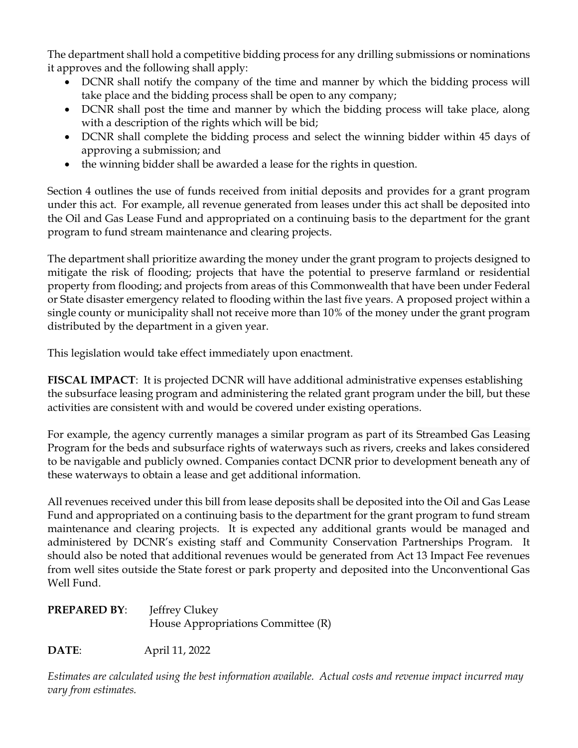The department shall hold a competitive bidding process for any drilling submissions or nominations it approves and the following shall apply:

- DCNR shall notify the company of the time and manner by which the bidding process will take place and the bidding process shall be open to any company;
- DCNR shall post the time and manner by which the bidding process will take place, along with a description of the rights which will be bid;
- DCNR shall complete the bidding process and select the winning bidder within 45 days of approving a submission; and
- the winning bidder shall be awarded a lease for the rights in question.

Section 4 outlines the use of funds received from initial deposits and provides for a grant program under this act. For example, all revenue generated from leases under this act shall be deposited into the Oil and Gas Lease Fund and appropriated on a continuing basis to the department for the grant program to fund stream maintenance and clearing projects.

The department shall prioritize awarding the money under the grant program to projects designed to mitigate the risk of flooding; projects that have the potential to preserve farmland or residential property from flooding; and projects from areas of this Commonwealth that have been under Federal or State disaster emergency related to flooding within the last five years. A proposed project within a single county or municipality shall not receive more than 10% of the money under the grant program distributed by the department in a given year.

This legislation would take effect immediately upon enactment.

**FISCAL IMPACT**: It is projected DCNR will have additional administrative expenses establishing the subsurface leasing program and administering the related grant program under the bill, but these activities are consistent with and would be covered under existing operations.

For example, the agency currently manages a similar program as part of its Streambed Gas Leasing Program for the beds and subsurface rights of waterways such as rivers, creeks and lakes considered to be navigable and publicly owned. Companies contact DCNR prior to development beneath any of these waterways to obtain a lease and get additional information.

All revenues received under this bill from lease deposits shall be deposited into the Oil and Gas Lease Fund and appropriated on a continuing basis to the department for the grant program to fund stream maintenance and clearing projects. It is expected any additional grants would be managed and administered by DCNR's existing staff and Community Conservation Partnerships Program. It should also be noted that additional revenues would be generated from Act 13 Impact Fee revenues from well sites outside the State forest or park property and deposited into the Unconventional Gas Well Fund.

**PREPARED BY**: Jeffrey Clukey
House Appropriations Committee (R)

**DATE**: April 11, 2022

*Estimates are calculated using the best information available. Actual costs and revenue impact incurred may vary from estimates.*